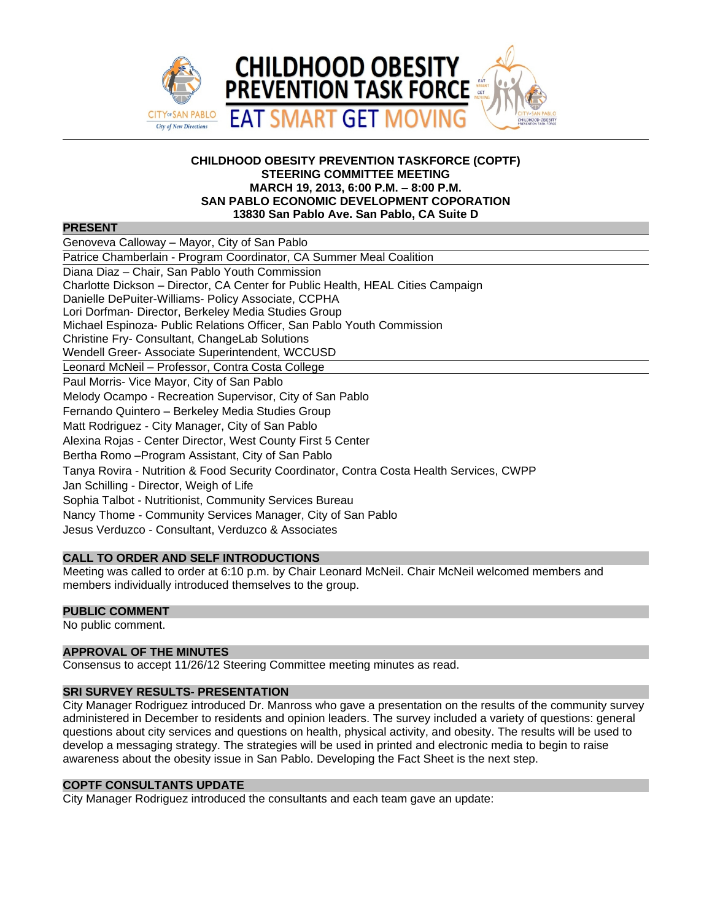# CHILDHOOD OBESITY PREVENTION TASK FORCE

## EAT SMART GET MOVING

**CHILDHOOD OBESITY PREVENTION TASKFORCE (COPTF)**
**STEERING COMMITTEE MEETING**
**MARCH 19, 2013, 6:00 P.M. – 8:00 P.M.**
**SAN PABLO ECONOMIC DEVELOPMENT COPORATION**
**13830 San Pablo Ave. San Pablo, CA Suite D**

## PRESENT

Genoveva Calloway – Mayor, City of San Pablo
Patrice Chamberlain - Program Coordinator, CA Summer Meal Coalition
Diana Diaz – Chair, San Pablo Youth Commission
Charlotte Dickson – Director, CA Center for Public Health, HEAL Cities Campaign
Danielle DePuiter-Williams- Policy Associate, CCPHA
Lori Dorfman- Director, Berkeley Media Studies Group
Michael Espinoza- Public Relations Officer, San Pablo Youth Commission
Christine Fry- Consultant, ChangeLab Solutions
Wendell Greer- Associate Superintendent, WCCUSD
Leonard McNeil – Professor, Contra Costa College
Paul Morris- Vice Mayor, City of San Pablo
Melody Ocampo - Recreation Supervisor, City of San Pablo
Fernando Quintero – Berkeley Media Studies Group
Matt Rodriguez - City Manager, City of San Pablo
Alexina Rojas - Center Director, West County First 5 Center
Bertha Romo –Program Assistant, City of San Pablo
Tanya Rovira - Nutrition & Food Security Coordinator, Contra Costa Health Services, CWPP
Jan Schilling - Director, Weigh of Life
Sophia Talbot - Nutritionist, Community Services Bureau
Nancy Thome - Community Services Manager, City of San Pablo
Jesus Verduzco - Consultant, Verduzco & Associates

## CALL TO ORDER AND SELF INTRODUCTIONS

Meeting was called to order at 6:10 p.m. by Chair Leonard McNeil. Chair McNeil welcomed members and members individually introduced themselves to the group.

## PUBLIC COMMENT

No public comment.

## APPROVAL OF THE MINUTES

Consensus to accept 11/26/12 Steering Committee meeting minutes as read.

## SRI SURVEY RESULTS- PRESENTATION

City Manager Rodriguez introduced Dr. Manross who gave a presentation on the results of the community survey administered in December to residents and opinion leaders. The survey included a variety of questions: general questions about city services and questions on health, physical activity, and obesity. The results will be used to develop a messaging strategy. The strategies will be used in printed and electronic media to begin to raise awareness about the obesity issue in San Pablo. Developing the Fact Sheet is the next step.

## COPTF CONSULTANTS UPDATE

City Manager Rodriguez introduced the consultants and each team gave an update: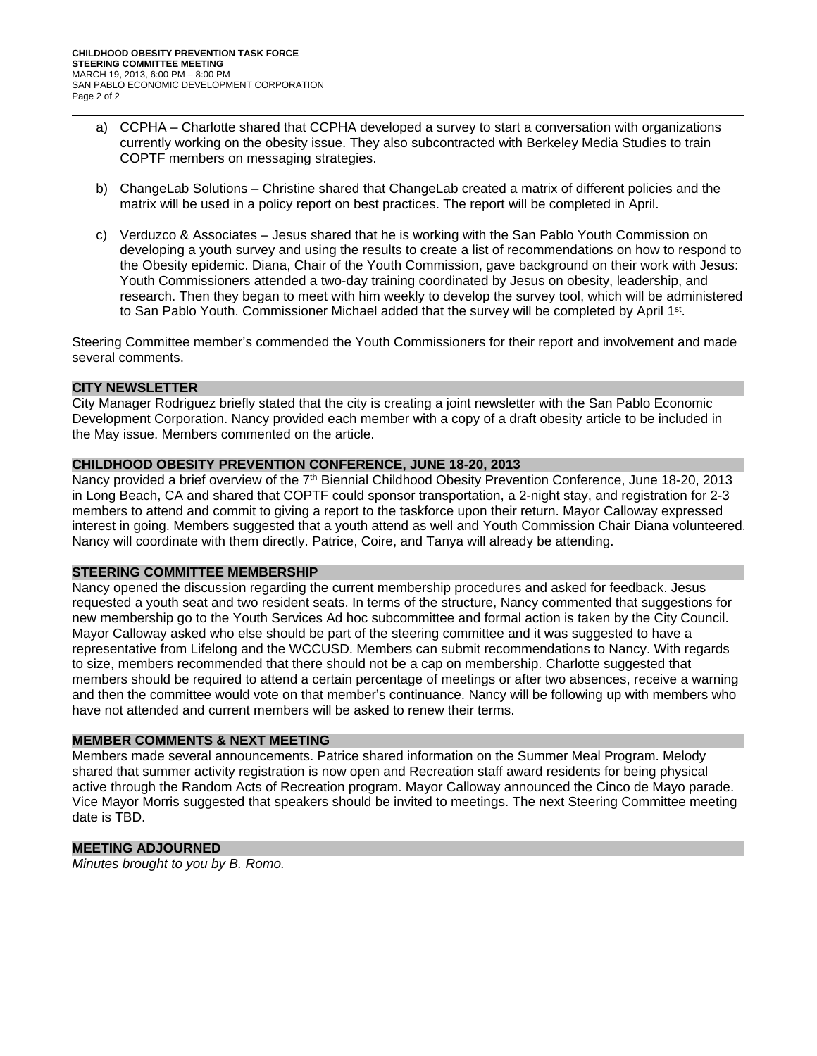a) CCPHA – Charlotte shared that CCPHA developed a survey to start a conversation with organizations currently working on the obesity issue. They also subcontracted with Berkeley Media Studies to train COPTF members on messaging strategies.

b) ChangeLab Solutions – Christine shared that ChangeLab created a matrix of different policies and the matrix will be used in a policy report on best practices. The report will be completed in April.

c) Verduzco & Associates – Jesus shared that he is working with the San Pablo Youth Commission on developing a youth survey and using the results to create a list of recommendations on how to respond to the Obesity epidemic. Diana, Chair of the Youth Commission, gave background on their work with Jesus: Youth Commissioners attended a two-day training coordinated by Jesus on obesity, leadership, and research. Then they began to meet with him weekly to develop the survey tool, which will be administered to San Pablo Youth. Commissioner Michael added that the survey will be completed by April 1st.

Steering Committee member's commended the Youth Commissioners for their report and involvement and made several comments.

## CITY NEWSLETTER

City Manager Rodriguez briefly stated that the city is creating a joint newsletter with the San Pablo Economic Development Corporation. Nancy provided each member with a copy of a draft obesity article to be included in the May issue. Members commented on the article.

## CHILDHOOD OBESITY PREVENTION CONFERENCE, JUNE 18-20, 2013

Nancy provided a brief overview of the 7th Biennial Childhood Obesity Prevention Conference, June 18-20, 2013 in Long Beach, CA and shared that COPTF could sponsor transportation, a 2-night stay, and registration for 2-3 members to attend and commit to giving a report to the taskforce upon their return. Mayor Calloway expressed interest in going. Members suggested that a youth attend as well and Youth Commission Chair Diana volunteered. Nancy will coordinate with them directly. Patrice, Coire, and Tanya will already be attending.

## STEERING COMMITTEE MEMBERSHIP

Nancy opened the discussion regarding the current membership procedures and asked for feedback. Jesus requested a youth seat and two resident seats. In terms of the structure, Nancy commented that suggestions for new membership go to the Youth Services Ad hoc subcommittee and formal action is taken by the City Council. Mayor Calloway asked who else should be part of the steering committee and it was suggested to have a representative from Lifelong and the WCCUSD. Members can submit recommendations to Nancy. With regards to size, members recommended that there should not be a cap on membership. Charlotte suggested that members should be required to attend a certain percentage of meetings or after two absences, receive a warning and then the committee would vote on that member's continuance. Nancy will be following up with members who have not attended and current members will be asked to renew their terms.

## MEMBER COMMENTS & NEXT MEETING

Members made several announcements. Patrice shared information on the Summer Meal Program. Melody shared that summer activity registration is now open and Recreation staff award residents for being physical active through the Random Acts of Recreation program. Mayor Calloway announced the Cinco de Mayo parade. Vice Mayor Morris suggested that speakers should be invited to meetings. The next Steering Committee meeting date is TBD.

## MEETING ADJOURNED

*Minutes brought to you by B. Romo.*